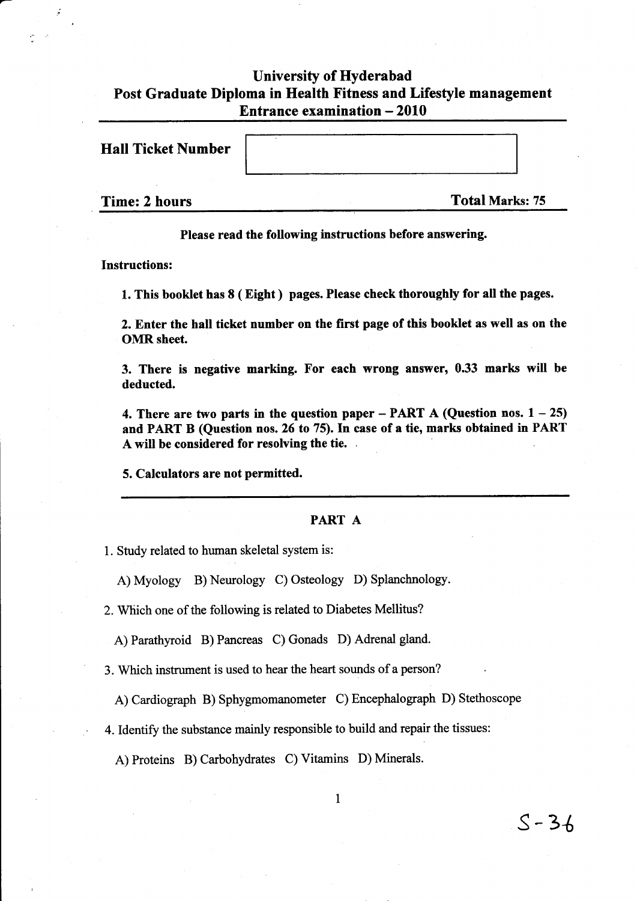# University of Hyderabad
## Post Graduate Diploma in Health Fitness and Lifestyle management
## Entrance examination – 2010

**Hall Ticket Number**

**Time: 2 hours** **Total Marks: 75**

**Please read the following instructions before answering.**

**Instructions:**

**1. This booklet has 8 ( Eight ) pages. Please check thoroughly for all the pages.**

**2. Enter the hall ticket number on the first page of this booklet as well as on the OMR sheet.**

**3. There is negative marking. For each wrong answer, 0.33 marks will be deducted.**

**4. There are two parts in the question paper – PART A (Question nos. 1 – 25) and PART B (Question nos. 26 to 75). In case of a tie, marks obtained in PART A will be considered for resolving the tie.**

**5. Calculators are not permitted.**

---

## PART A

1. Study related to human skeletal system is:

   A) Myology B) Neurology C) Osteology D) Splanchnology.

2. Which one of the following is related to Diabetes Mellitus?

   A) Parathyroid B) Pancreas C) Gonads D) Adrenal gland.

3. Which instrument is used to hear the heart sounds of a person?

   A) Cardiograph B) Sphygmomanometer C) Encephalograph D) Stethoscope

4. Identify the substance mainly responsible to build and repair the tissues:

   A) Proteins B) Carbohydrates C) Vitamins D) Minerals.

S-36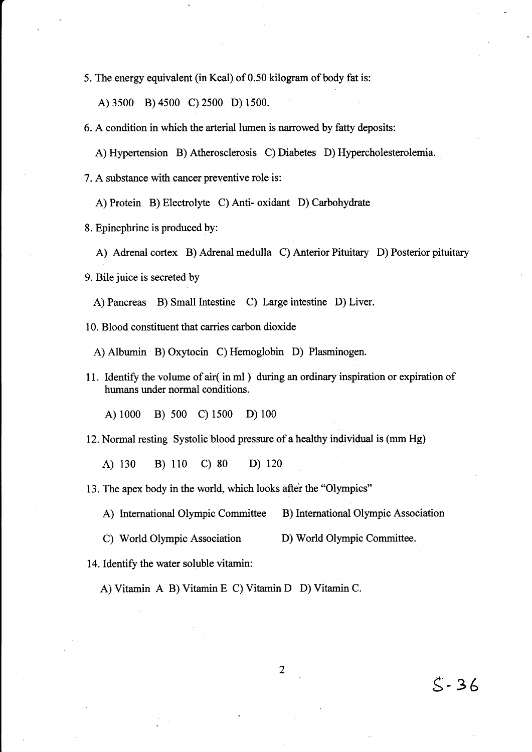5. The energy equivalent (in Kcal) of 0.50 kilogram of body fat is:

   A) 3500 B) 4500 C) 2500 D) 1500.

6. A condition in which the arterial lumen is narrowed by fatty deposits:

   A) Hypertension B) Atherosclerosis C) Diabetes D) Hypercholesterolemia.

7. A substance with cancer preventive role is:

   A) Protein B) Electrolyte C) Anti- oxidant D) Carbohydrate

8. Epinephrine is produced by:

   A) Adrenal cortex B) Adrenal medulla C) Anterior Pituitary D) Posterior pituitary

9. Bile juice is secreted by

   A) Pancreas B) Small Intestine C) Large intestine D) Liver.

10. Blood constituent that carries carbon dioxide

    A) Albumin B) Oxytocin C) Hemoglobin D) Plasminogen.

11. Identify the volume of air( in ml ) during an ordinary inspiration or expiration of humans under normal conditions.

    A) 1000 B) 500 C) 1500 D) 100

12. Normal resting Systolic blood pressure of a healthy individual is (mm Hg)

    A) 130 B) 110 C) 80 D) 120

13. The apex body in the world, which looks after the "Olympics"

    A) International Olympic Committee B) International Olympic Association

    C) World Olympic Association D) World Olympic Committee.

14. Identify the water soluble vitamin:

    A) Vitamin A B) Vitamin E C) Vitamin D D) Vitamin C.

S-36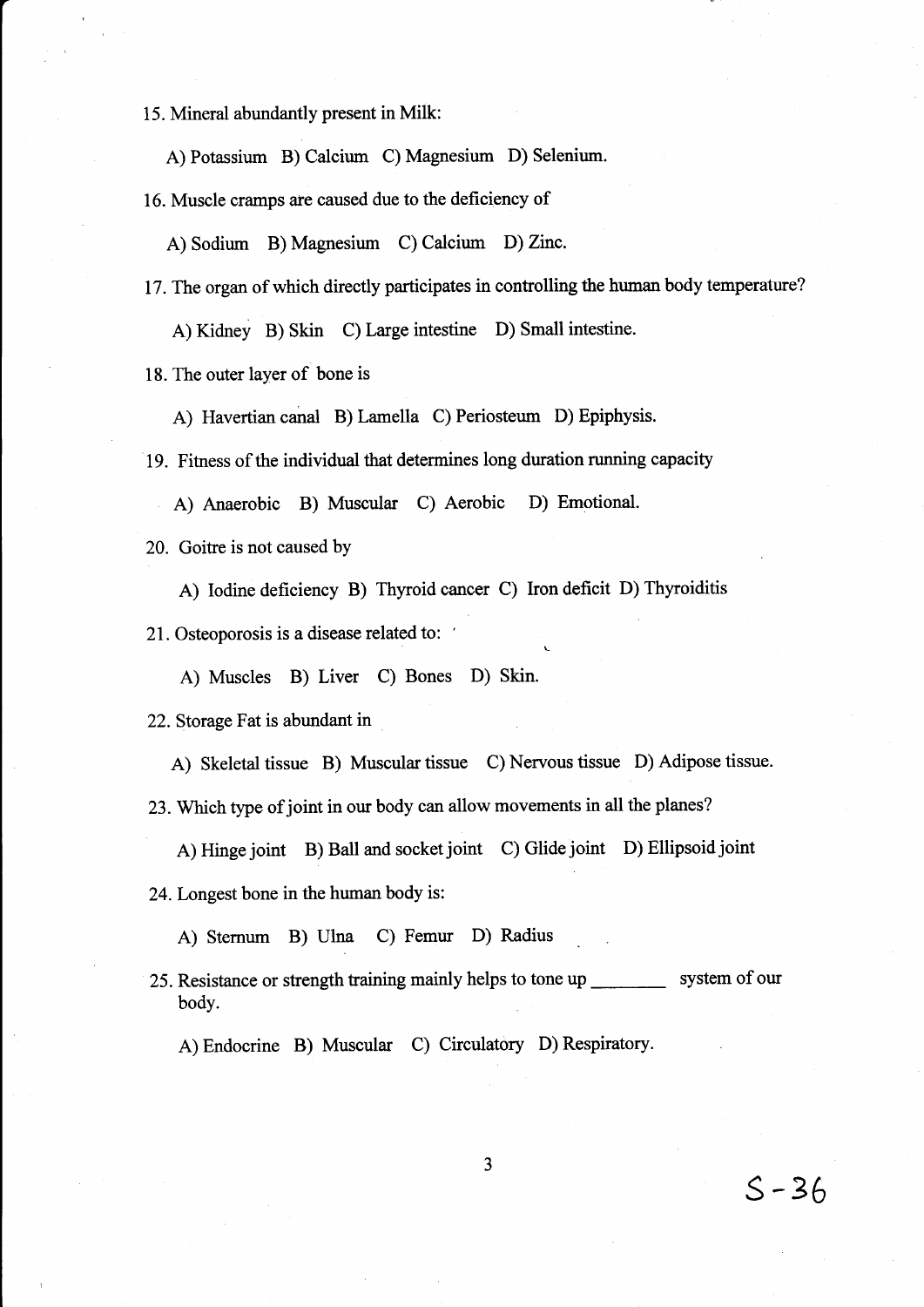15. Mineral abundantly present in Milk:

A) Potassium B) Calcium C) Magnesium D) Selenium.

16. Muscle cramps are caused due to the deficiency of

A) Sodium B) Magnesium C) Calcium D) Zinc.

17. The organ of which directly participates in controlling the human body temperature?

A) Kidney B) Skin C) Large intestine D) Small intestine.

18. The outer layer of bone is

A) Havertian canal B) Lamella C) Periosteum D) Epiphysis.

19. Fitness of the individual that determines long duration running capacity

A) Anaerobic B) Muscular C) Aerobic D) Emotional.

20. Goitre is not caused by

A) Iodine deficiency B) Thyroid cancer C) Iron deficit D) Thyroiditis

21. Osteoporosis is a disease related to:

A) Muscles B) Liver C) Bones D) Skin.

22. Storage Fat is abundant in

A) Skeletal tissue B) Muscular tissue C) Nervous tissue D) Adipose tissue.

23. Which type of joint in our body can allow movements in all the planes?

A) Hinge joint B) Ball and socket joint C) Glide joint D) Ellipsoid joint

24. Longest bone in the human body is:

A) Sternum B) Ulna C) Femur D) Radius

25. Resistance or strength training mainly helps to tone up ________ system of our body.

A) Endocrine B) Muscular C) Circulatory D) Respiratory.

S-36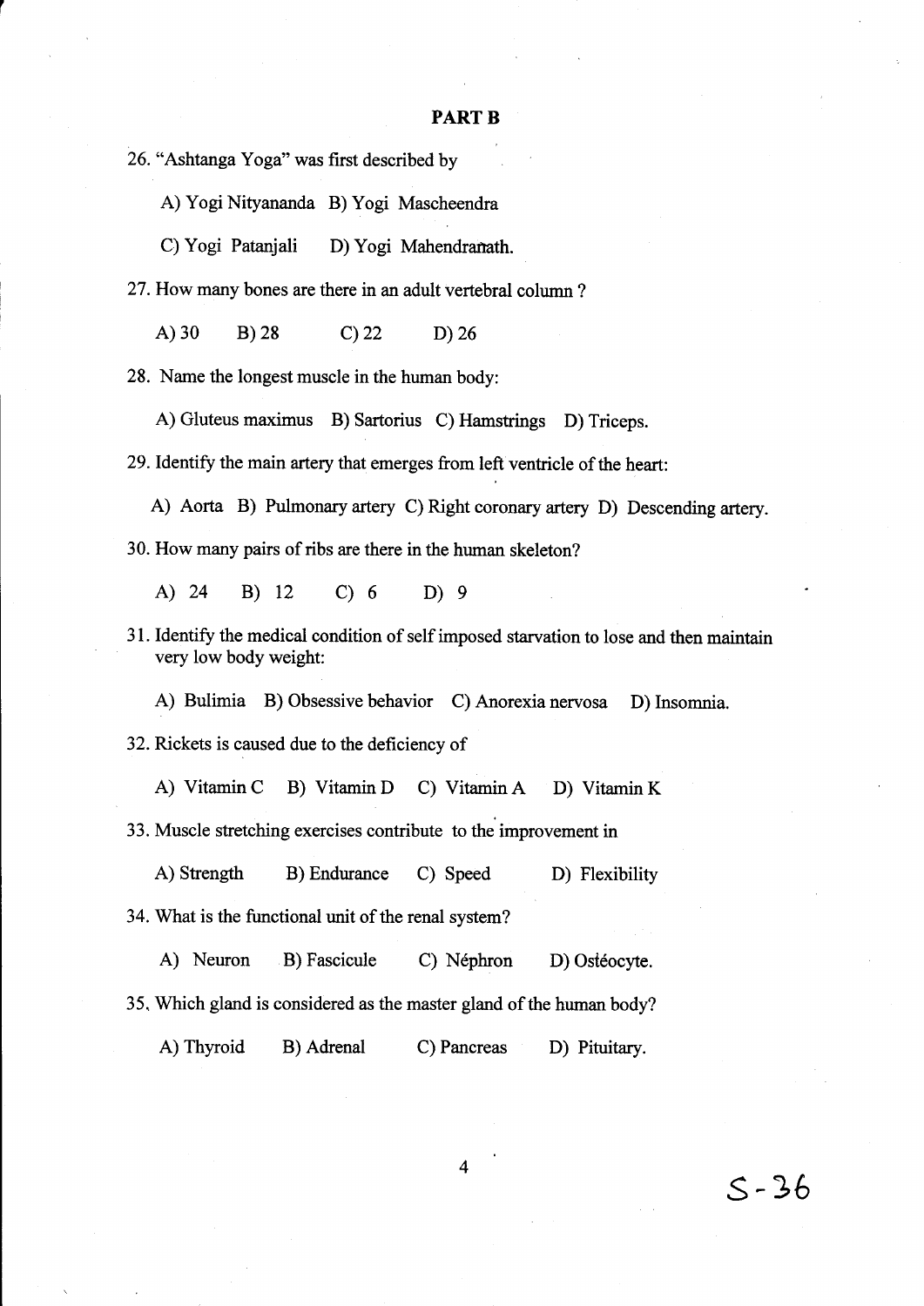**PART B**

26. "Ashtanga Yoga" was first described by

   A) Yogi Nityananda B) Yogi Mascheendra

   C) Yogi Patanjali D) Yogi Mahendranath.

27. How many bones are there in an adult vertebral column ?

   A) 30 B) 28 C) 22 D) 26

28. Name the longest muscle in the human body:

   A) Gluteus maximus B) Sartorius C) Hamstrings D) Triceps.

29. Identify the main artery that emerges from left ventricle of the heart:

   A) Aorta B) Pulmonary artery C) Right coronary artery D) Descending artery.

30. How many pairs of ribs are there in the human skeleton?

   A) 24 B) 12 C) 6 D) 9

31. Identify the medical condition of self imposed starvation to lose and then maintain very low body weight:

   A) Bulimia B) Obsessive behavior C) Anorexia nervosa D) Insomnia.

32. Rickets is caused due to the deficiency of

   A) Vitamin C B) Vitamin D C) Vitamin A D) Vitamin K

33. Muscle stretching exercises contribute to the improvement in

   A) Strength B) Endurance C) Speed D) Flexibility

34. What is the functional unit of the renal system?

   A) Neuron B) Fascicule C) Néphron D) Ostéocyte.

35. Which gland is considered as the master gland of the human body?

   A) Thyroid B) Adrenal C) Pancreas D) Pituitary.

S-36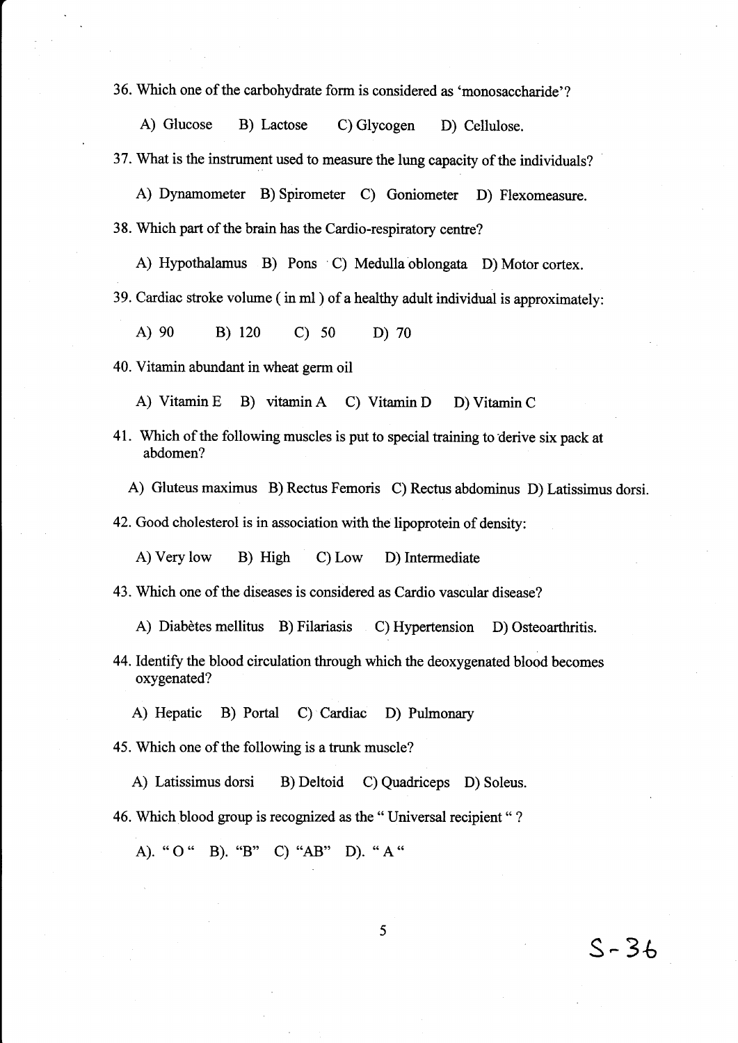36. Which one of the carbohydrate form is considered as 'monosaccharide'?

A) Glucose B) Lactose C) Glycogen D) Cellulose.

37. What is the instrument used to measure the lung capacity of the individuals?

A) Dynamometer B) Spirometer C) Goniometer D) Flexomeasure.

38. Which part of the brain has the Cardio-respiratory centre?

A) Hypothalamus B) Pons C) Medulla oblongata D) Motor cortex.

39. Cardiac stroke volume ( in ml ) of a healthy adult individual is approximately:

A) 90 B) 120 C) 50 D) 70

40. Vitamin abundant in wheat germ oil

A) Vitamin E B) vitamin A C) Vitamin D D) Vitamin C

41. Which of the following muscles is put to special training to derive six pack at abdomen?

A) Gluteus maximus B) Rectus Femoris C) Rectus abdominus D) Latissimus dorsi.

42. Good cholesterol is in association with the lipoprotein of density:

A) Very low B) High C) Low D) Intermediate

43. Which one of the diseases is considered as Cardio vascular disease?

A) Diabètes mellitus B) Filariasis C) Hypertension D) Osteoarthritis.

44. Identify the blood circulation through which the deoxygenated blood becomes oxygenated?

A) Hepatic B) Portal C) Cardiac D) Pulmonary

45. Which one of the following is a trunk muscle?

A) Latissimus dorsi B) Deltoid C) Quadriceps D) Soleus.

46. Which blood group is recognized as the " Universal recipient " ?

A). " O " B). "B" C) "AB" D). " A "

S-36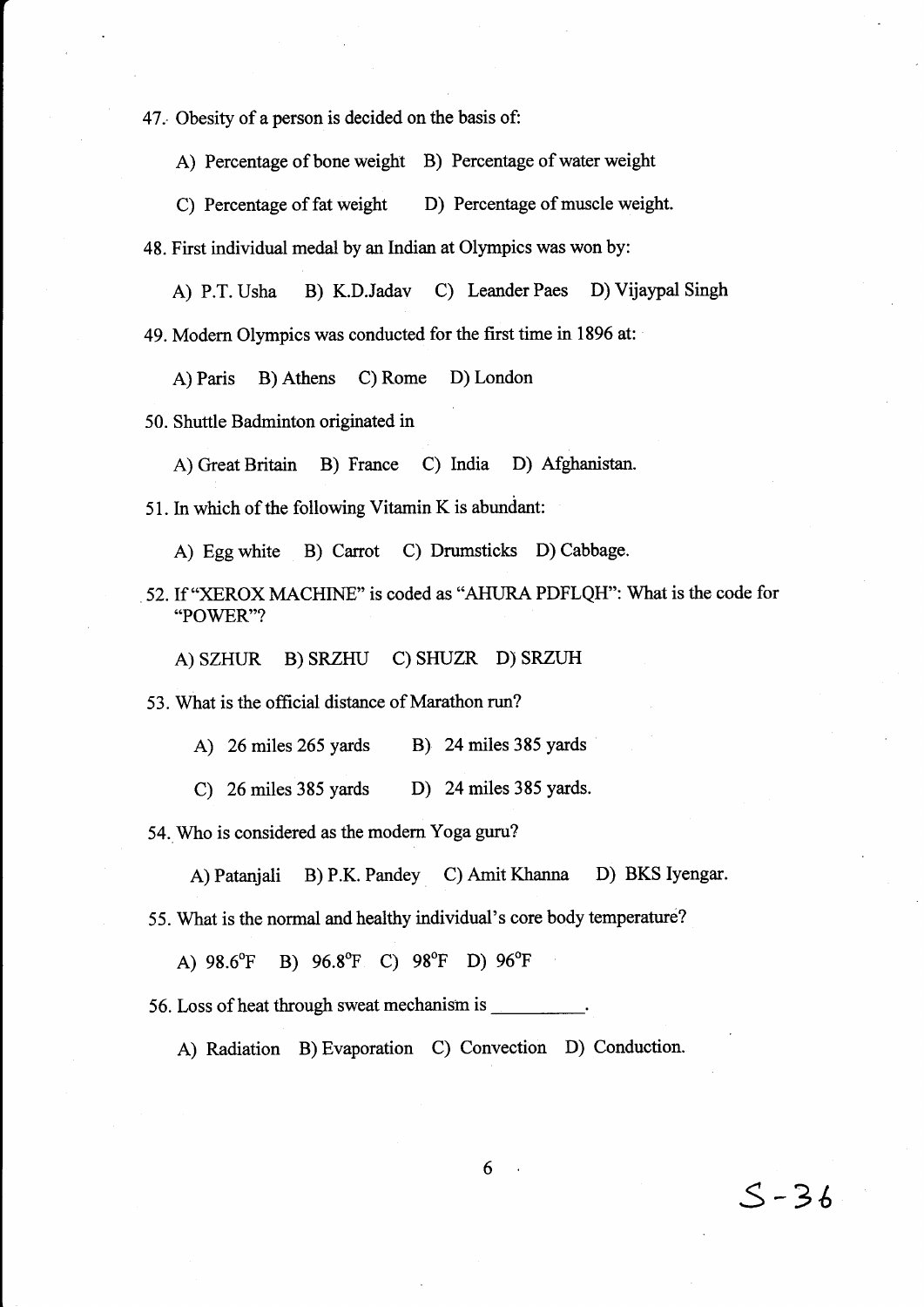47. Obesity of a person is decided on the basis of:

A) Percentage of bone weight B) Percentage of water weight

C) Percentage of fat weight D) Percentage of muscle weight.

48. First individual medal by an Indian at Olympics was won by:

A) P.T. Usha B) K.D.Jadav C) Leander Paes D) Vijaypal Singh

49. Modern Olympics was conducted for the first time in 1896 at:

A) Paris B) Athens C) Rome D) London

50. Shuttle Badminton originated in

A) Great Britain B) France C) India D) Afghanistan.

51. In which of the following Vitamin K is abundant:

A) Egg white B) Carrot C) Drumsticks D) Cabbage.

52. If "XEROX MACHINE" is coded as "AHURA PDFLQH": What is the code for "POWER"?

A) SZHUR B) SRZHU C) SHUZR D) SRZUH

53. What is the official distance of Marathon run?

A) 26 miles 265 yards B) 24 miles 385 yards

C) 26 miles 385 yards D) 24 miles 385 yards.

54. Who is considered as the modern Yoga guru?

A) Patanjali B) P.K. Pandey C) Amit Khanna D) BKS Iyengar.

55. What is the normal and healthy individual's core body temperature?

A) 98.6°F B) 96.8°F C) 98°F D) 96°F

56. Loss of heat through sweat mechanism is __________.

A) Radiation B) Evaporation C) Convection D) Conduction.

S-36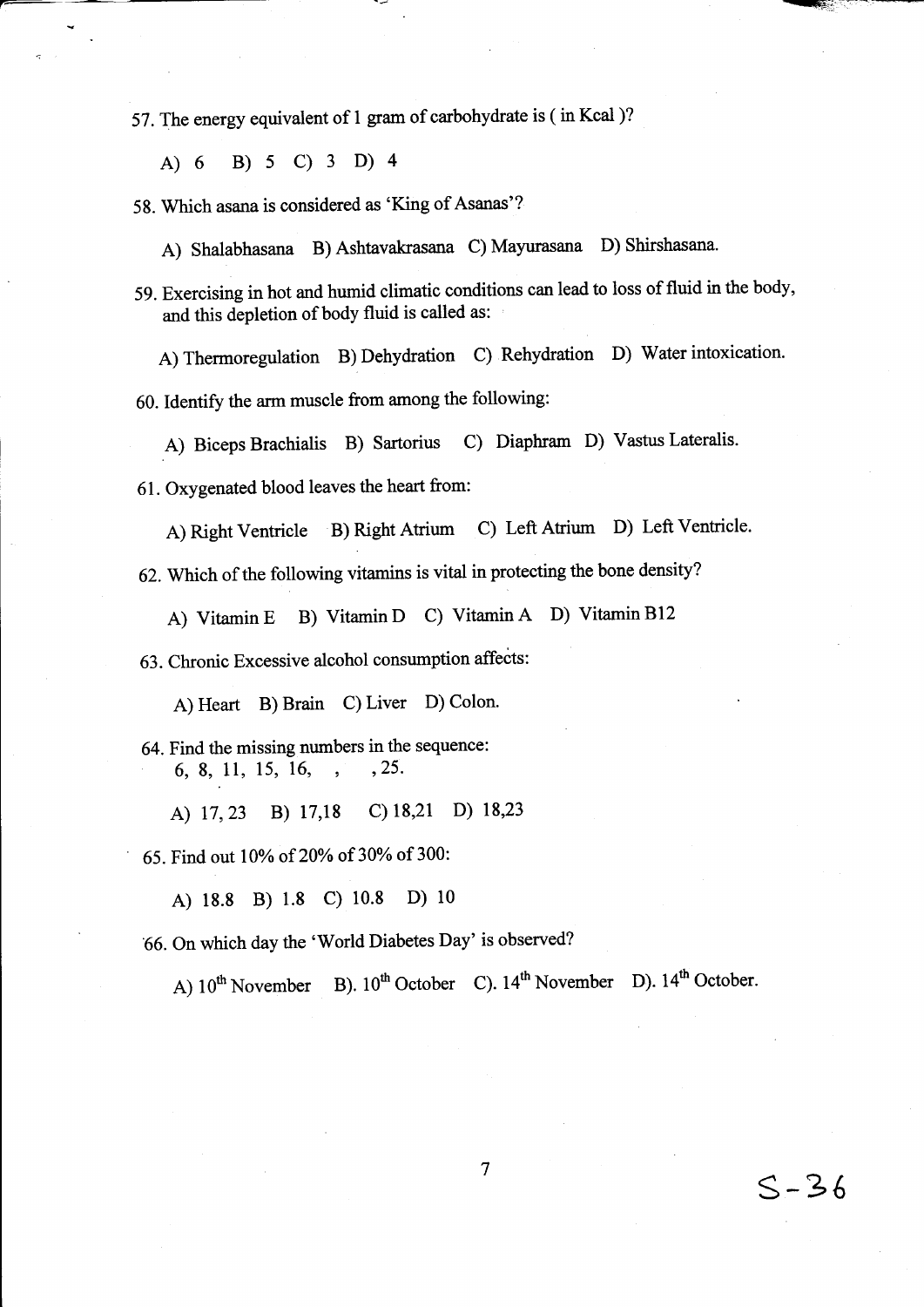57. The energy equivalent of 1 gram of carbohydrate is ( in Kcal )?

A) 6 B) 5 C) 3 D) 4

58. Which asana is considered as 'King of Asanas'?

A) Shalabhasana B) Ashtavakrasana C) Mayurasana D) Shirshasana.

59. Exercising in hot and humid climatic conditions can lead to loss of fluid in the body, and this depletion of body fluid is called as:

A) Thermoregulation B) Dehydration C) Rehydration D) Water intoxication.

60. Identify the arm muscle from among the following:

A) Biceps Brachialis B) Sartorius C) Diaphram D) Vastus Lateralis.

61. Oxygenated blood leaves the heart from:

A) Right Ventricle B) Right Atrium C) Left Atrium D) Left Ventricle.

62. Which of the following vitamins is vital in protecting the bone density?

A) Vitamin E B) Vitamin D C) Vitamin A D) Vitamin B12

63. Chronic Excessive alcohol consumption affects:

A) Heart B) Brain C) Liver D) Colon.

64. Find the missing numbers in the sequence:
6, 8, 11, 15, 16, , , 25.

A) 17, 23 B) 17,18 C) 18,21 D) 18,23

65. Find out 10% of 20% of 30% of 300:

A) 18.8 B) 1.8 C) 10.8 D) 10

66. On which day the 'World Diabetes Day' is observed?

A) 10th November B). 10th October C). 14th November D). 14th October.

S-36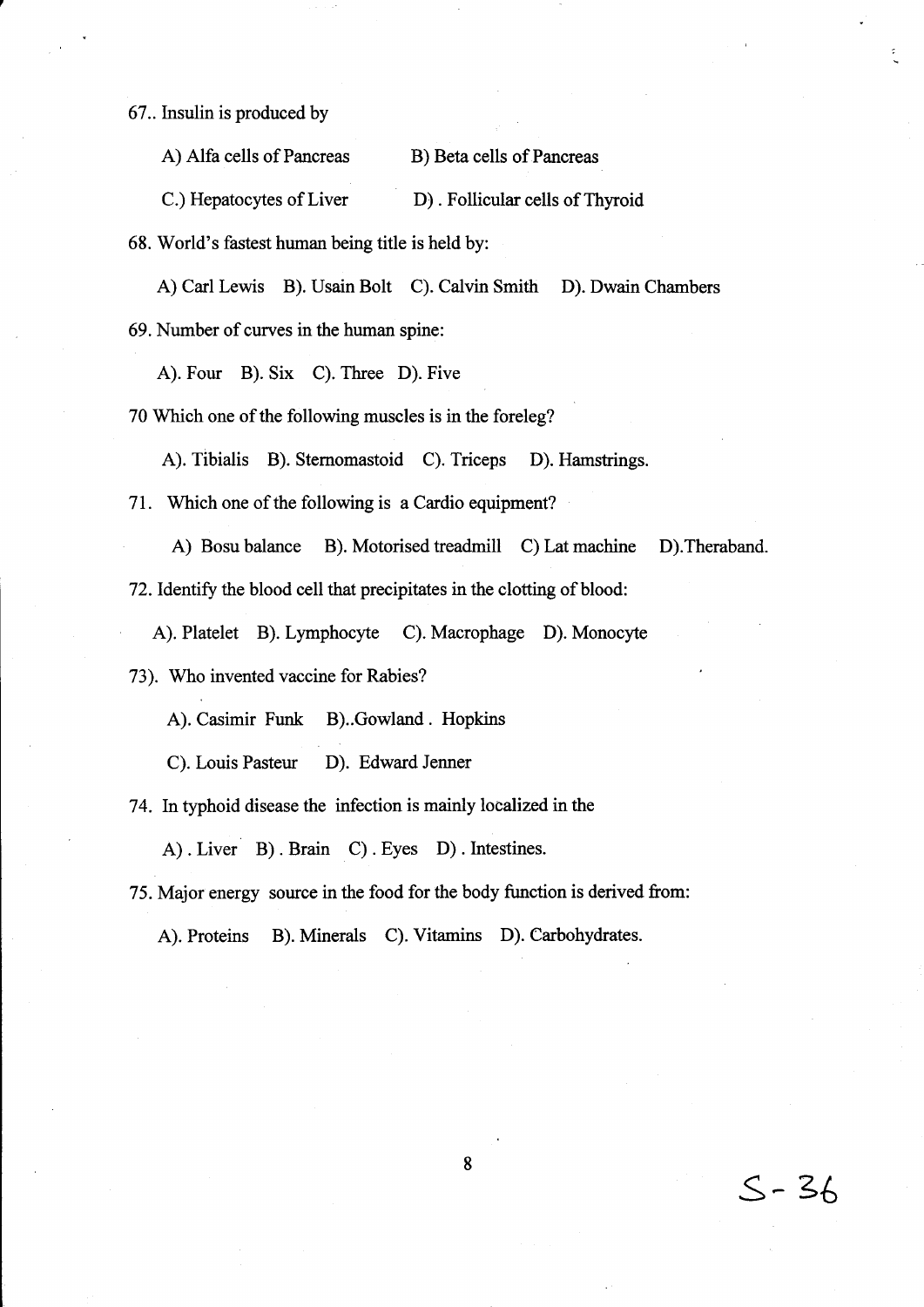67.. Insulin is produced by

A) Alfa cells of Pancreas B) Beta cells of Pancreas

C.) Hepatocytes of Liver D) . Follicular cells of Thyroid

68. World's fastest human being title is held by:

A) Carl Lewis B). Usain Bolt C). Calvin Smith D). Dwain Chambers

69. Number of curves in the human spine:

A). Four B). Six C). Three D). Five

70 Which one of the following muscles is in the foreleg?

A). Tibialis B). Sternomastoid C). Triceps D). Hamstrings.

71. Which one of the following is a Cardio equipment?

A) Bosu balance B). Motorised treadmill C) Lat machine D).Theraband.

72. Identify the blood cell that precipitates in the clotting of blood:

A). Platelet B). Lymphocyte C). Macrophage D). Monocyte

73). Who invented vaccine for Rabies?

A). Casimir Funk B)..Gowland . Hopkins

C). Louis Pasteur D). Edward Jenner

74. In typhoid disease the infection is mainly localized in the

A) . Liver B) . Brain C) . Eyes D) . Intestines.

75. Major energy source in the food for the body function is derived from:

A). Proteins B). Minerals C). Vitamins D). Carbohydrates.

S-36